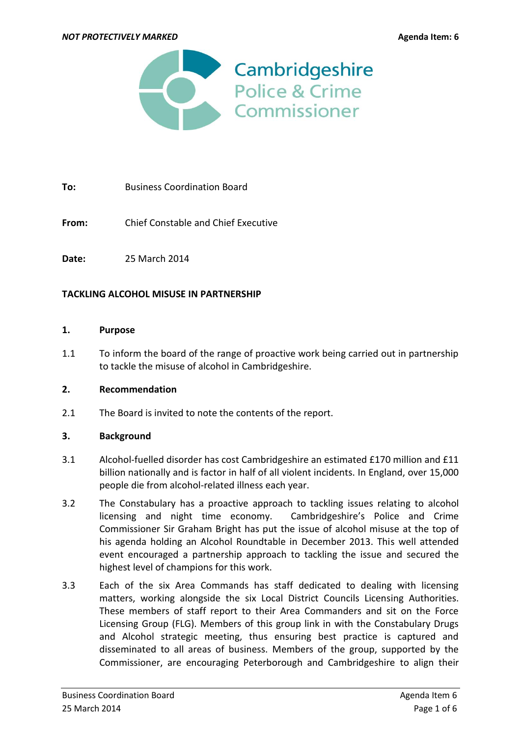*NOT PROTECTIVELY MARKED* **Agenda Item: 6**

Cambridgeshire Police & Crime Commissioner

**To:** Business Coordination Board

**From:** Chief Constable and Chief Executive

**Date:** 25 March 2014

**TACKLING ALCOHOL MISUSE IN PARTNERSHIP**

**1. Purpose**

1.1 To inform the board of the range of proactive work being carried out in partnership to tackle the misuse of alcohol in Cambridgeshire.

**2. Recommendation**

2.1 The Board is invited to note the contents of the report.

**3. Background**

3.1 Alcohol-fuelled disorder has cost Cambridgeshire an estimated £170 million and £11 billion nationally and is factor in half of all violent incidents. In England, over 15,000 people die from alcohol-related illness each year.

3.2 The Constabulary has a proactive approach to tackling issues relating to alcohol licensing and night time economy. Cambridgeshire's Police and Crime Commissioner Sir Graham Bright has put the issue of alcohol misuse at the top of his agenda holding an Alcohol Roundtable in December 2013. This well attended event encouraged a partnership approach to tackling the issue and secured the highest level of champions for this work.

3.3 Each of the six Area Commands has staff dedicated to dealing with licensing matters, working alongside the six Local District Councils Licensing Authorities. These members of staff report to their Area Commanders and sit on the Force Licensing Group (FLG). Members of this group link in with the Constabulary Drugs and Alcohol strategic meeting, thus ensuring best practice is captured and disseminated to all areas of business. Members of the group, supported by the Commissioner, are encouraging Peterborough and Cambridgeshire to align their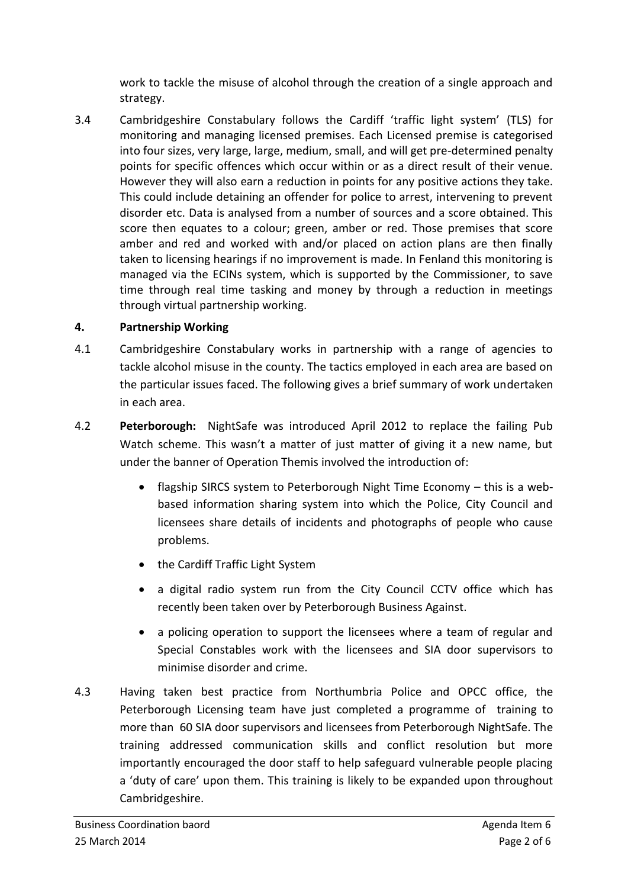work to tackle the misuse of alcohol through the creation of a single approach and strategy.

3.4 Cambridgeshire Constabulary follows the Cardiff 'traffic light system' (TLS) for monitoring and managing licensed premises. Each Licensed premise is categorised into four sizes, very large, large, medium, small, and will get pre-determined penalty points for specific offences which occur within or as a direct result of their venue. However they will also earn a reduction in points for any positive actions they take. This could include detaining an offender for police to arrest, intervening to prevent disorder etc. Data is analysed from a number of sources and a score obtained. This score then equates to a colour; green, amber or red. Those premises that score amber and red and worked with and/or placed on action plans are then finally taken to licensing hearings if no improvement is made. In Fenland this monitoring is managed via the ECINs system, which is supported by the Commissioner, to save time through real time tasking and money by through a reduction in meetings through virtual partnership working.

## 4. Partnership Working

4.1 Cambridgeshire Constabulary works in partnership with a range of agencies to tackle alcohol misuse in the county. The tactics employed in each area are based on the particular issues faced. The following gives a brief summary of work undertaken in each area.

4.2 **Peterborough:** NightSafe was introduced April 2012 to replace the failing Pub Watch scheme. This wasn't a matter of just matter of giving it a new name, but under the banner of Operation Themis involved the introduction of:

- flagship SIRCS system to Peterborough Night Time Economy – this is a web-based information sharing system into which the Police, City Council and licensees share details of incidents and photographs of people who cause problems.
- the Cardiff Traffic Light System
- a digital radio system run from the City Council CCTV office which has recently been taken over by Peterborough Business Against.
- a policing operation to support the licensees where a team of regular and Special Constables work with the licensees and SIA door supervisors to minimise disorder and crime.

4.3 Having taken best practice from Northumbria Police and OPCC office, the Peterborough Licensing team have just completed a programme of training to more than 60 SIA door supervisors and licensees from Peterborough NightSafe. The training addressed communication skills and conflict resolution but more importantly encouraged the door staff to help safeguard vulnerable people placing a 'duty of care' upon them. This training is likely to be expanded upon throughout Cambridgeshire.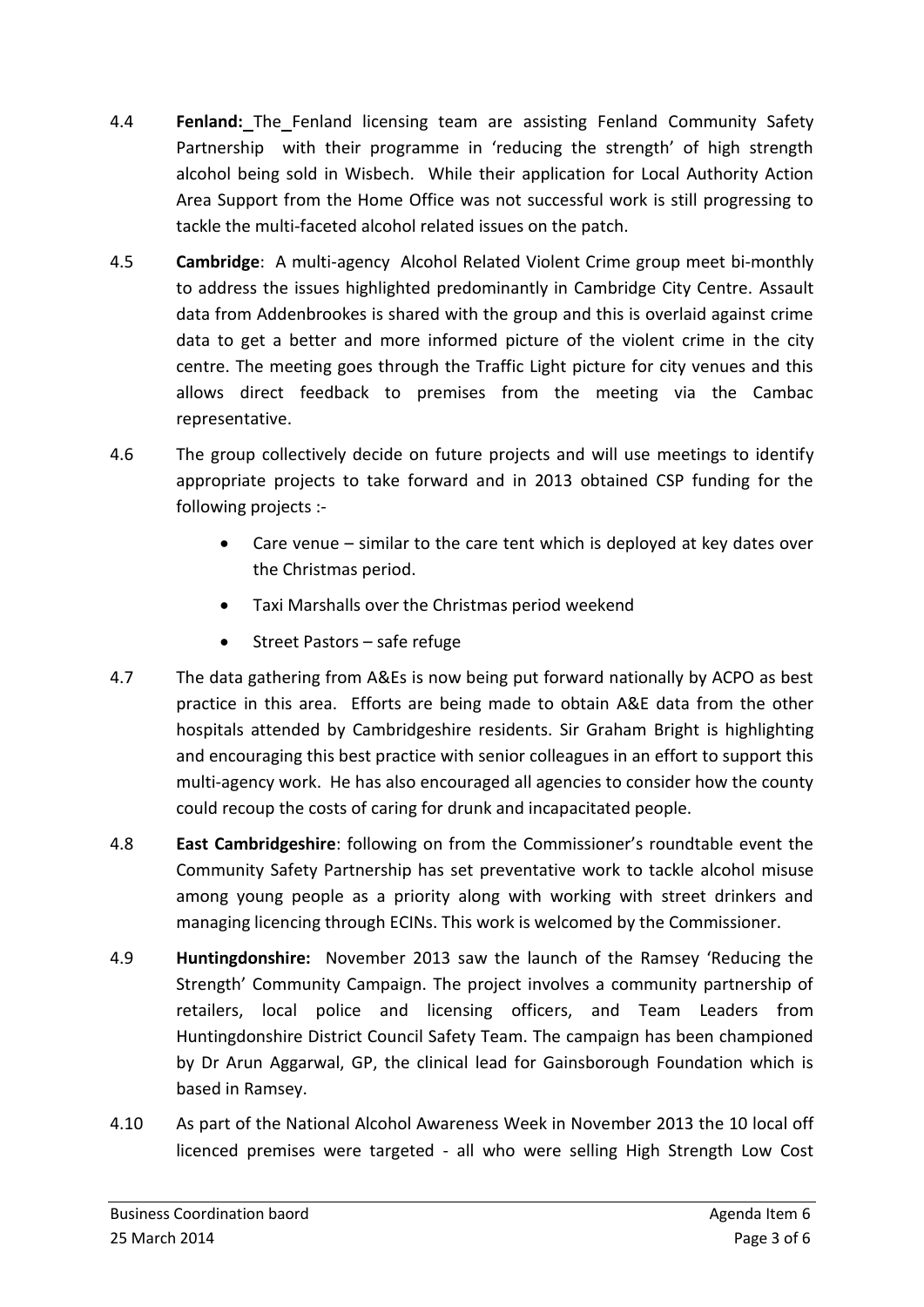4.4 **Fenland:** The Fenland licensing team are assisting Fenland Community Safety Partnership with their programme in 'reducing the strength' of high strength alcohol being sold in Wisbech. While their application for Local Authority Action Area Support from the Home Office was not successful work is still progressing to tackle the multi-faceted alcohol related issues on the patch.

4.5 **Cambridge**: A multi-agency Alcohol Related Violent Crime group meet bi-monthly to address the issues highlighted predominantly in Cambridge City Centre. Assault data from Addenbrookes is shared with the group and this is overlaid against crime data to get a better and more informed picture of the violent crime in the city centre. The meeting goes through the Traffic Light picture for city venues and this allows direct feedback to premises from the meeting via the Cambac representative.

4.6 The group collectively decide on future projects and will use meetings to identify appropriate projects to take forward and in 2013 obtained CSP funding for the following projects :-

- Care venue – similar to the care tent which is deployed at key dates over the Christmas period.
- Taxi Marshalls over the Christmas period weekend
- Street Pastors – safe refuge

4.7 The data gathering from A&Es is now being put forward nationally by ACPO as best practice in this area. Efforts are being made to obtain A&E data from the other hospitals attended by Cambridgeshire residents. Sir Graham Bright is highlighting and encouraging this best practice with senior colleagues in an effort to support this multi-agency work. He has also encouraged all agencies to consider how the county could recoup the costs of caring for drunk and incapacitated people.

4.8 **East Cambridgeshire**: following on from the Commissioner's roundtable event the Community Safety Partnership has set preventative work to tackle alcohol misuse among young people as a priority along with working with street drinkers and managing licencing through ECINs. This work is welcomed by the Commissioner.

4.9 **Huntingdonshire:** November 2013 saw the launch of the Ramsey 'Reducing the Strength' Community Campaign. The project involves a community partnership of retailers, local police and licensing officers, and Team Leaders from Huntingdonshire District Council Safety Team. The campaign has been championed by Dr Arun Aggarwal, GP, the clinical lead for Gainsborough Foundation which is based in Ramsey.

4.10 As part of the National Alcohol Awareness Week in November 2013 the 10 local off licenced premises were targeted - all who were selling High Strength Low Cost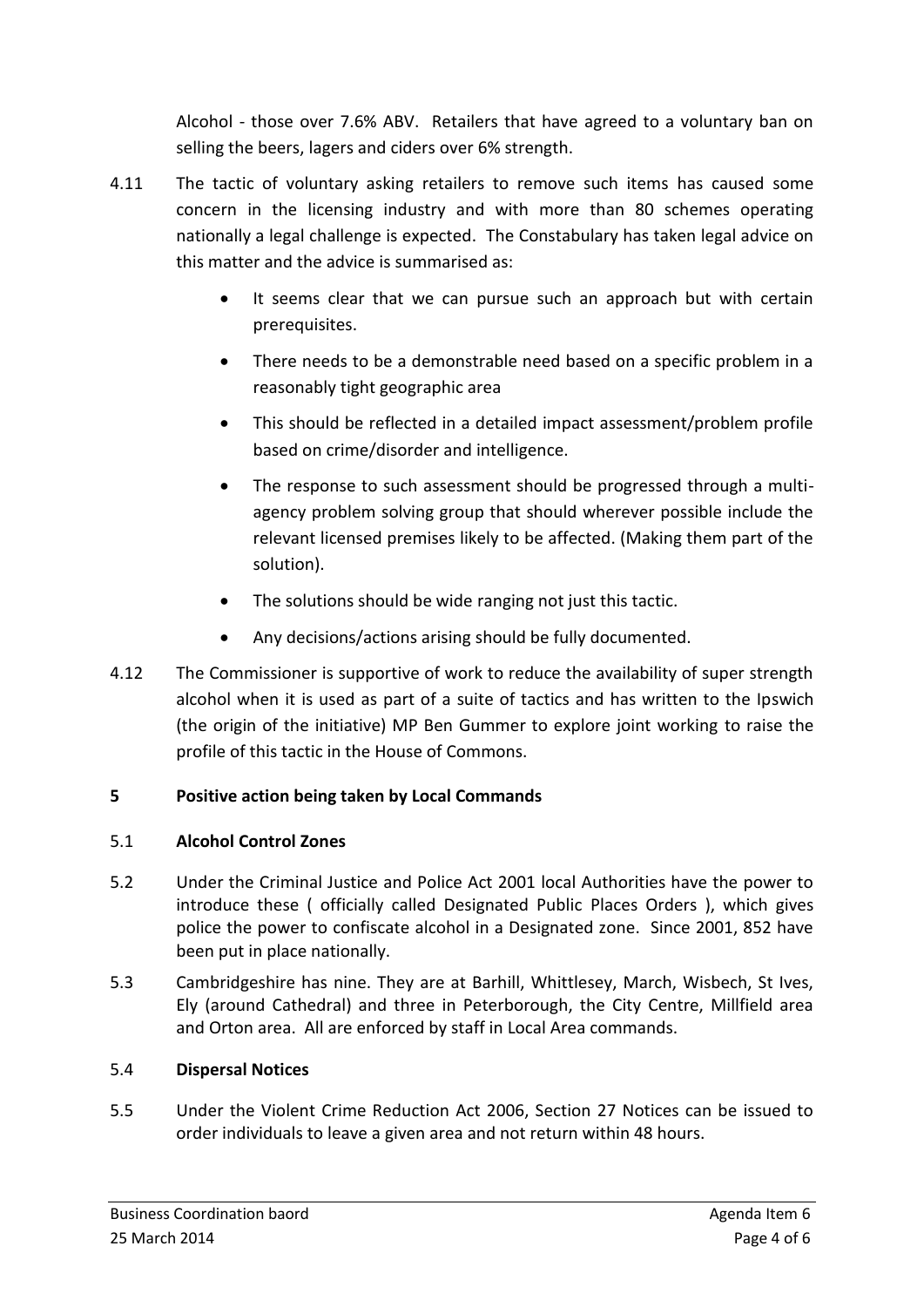Alcohol - those over 7.6% ABV. Retailers that have agreed to a voluntary ban on selling the beers, lagers and ciders over 6% strength.

4.11 The tactic of voluntary asking retailers to remove such items has caused some concern in the licensing industry and with more than 80 schemes operating nationally a legal challenge is expected. The Constabulary has taken legal advice on this matter and the advice is summarised as:

- It seems clear that we can pursue such an approach but with certain prerequisites.
- There needs to be a demonstrable need based on a specific problem in a reasonably tight geographic area
- This should be reflected in a detailed impact assessment/problem profile based on crime/disorder and intelligence.
- The response to such assessment should be progressed through a multi-agency problem solving group that should wherever possible include the relevant licensed premises likely to be affected. (Making them part of the solution).
- The solutions should be wide ranging not just this tactic.
- Any decisions/actions arising should be fully documented.

4.12 The Commissioner is supportive of work to reduce the availability of super strength alcohol when it is used as part of a suite of tactics and has written to the Ipswich (the origin of the initiative) MP Ben Gummer to explore joint working to raise the profile of this tactic in the House of Commons.

## 5 Positive action being taken by Local Commands

5.1 **Alcohol Control Zones**

5.2 Under the Criminal Justice and Police Act 2001 local Authorities have the power to introduce these ( officially called Designated Public Places Orders ), which gives police the power to confiscate alcohol in a Designated zone. Since 2001, 852 have been put in place nationally.

5.3 Cambridgeshire has nine. They are at Barhill, Whittlesey, March, Wisbech, St Ives, Ely (around Cathedral) and three in Peterborough, the City Centre, Millfield area and Orton area. All are enforced by staff in Local Area commands.

5.4 **Dispersal Notices**

5.5 Under the Violent Crime Reduction Act 2006, Section 27 Notices can be issued to order individuals to leave a given area and not return within 48 hours.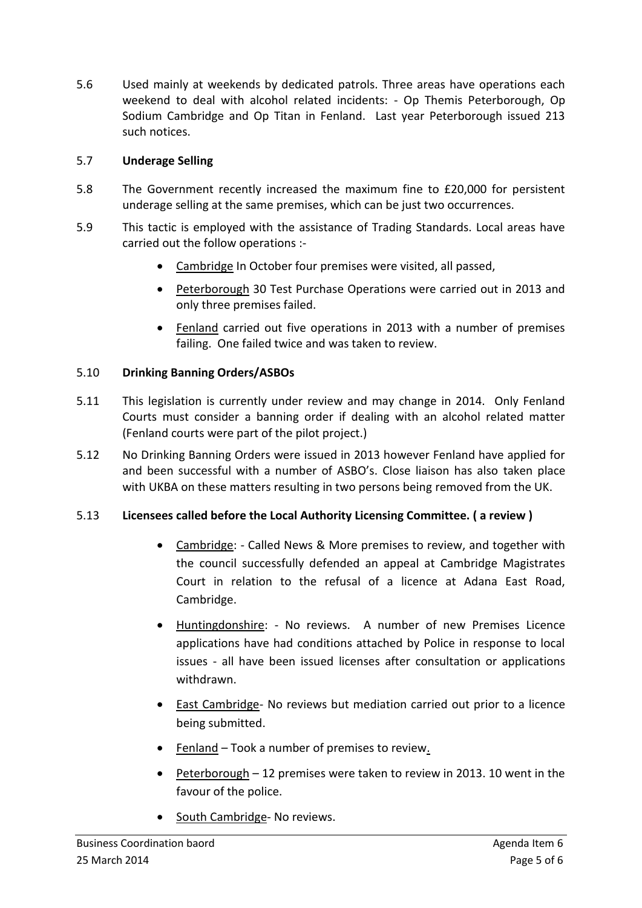5.6 Used mainly at weekends by dedicated patrols. Three areas have operations each weekend to deal with alcohol related incidents: - Op Themis Peterborough, Op Sodium Cambridge and Op Titan in Fenland. Last year Peterborough issued 213 such notices.

5.7 **Underage Selling**

5.8 The Government recently increased the maximum fine to £20,000 for persistent underage selling at the same premises, which can be just two occurrences.

5.9 This tactic is employed with the assistance of Trading Standards. Local areas have carried out the follow operations :-

- Cambridge In October four premises were visited, all passed,
- Peterborough 30 Test Purchase Operations were carried out in 2013 and only three premises failed.
- Fenland carried out five operations in 2013 with a number of premises failing. One failed twice and was taken to review.

5.10 **Drinking Banning Orders/ASBOs**

5.11 This legislation is currently under review and may change in 2014. Only Fenland Courts must consider a banning order if dealing with an alcohol related matter (Fenland courts were part of the pilot project.)

5.12 No Drinking Banning Orders were issued in 2013 however Fenland have applied for and been successful with a number of ASBO's. Close liaison has also taken place with UKBA on these matters resulting in two persons being removed from the UK.

5.13 **Licensees called before the Local Authority Licensing Committee. ( a review )**

- Cambridge: - Called News & More premises to review, and together with the council successfully defended an appeal at Cambridge Magistrates Court in relation to the refusal of a licence at Adana East Road, Cambridge.
- Huntingdonshire: - No reviews. A number of new Premises Licence applications have had conditions attached by Police in response to local issues - all have been issued licenses after consultation or applications withdrawn.
- East Cambridge- No reviews but mediation carried out prior to a licence being submitted.
- Fenland – Took a number of premises to review.
- Peterborough – 12 premises were taken to review in 2013. 10 went in the favour of the police.
- South Cambridge- No reviews.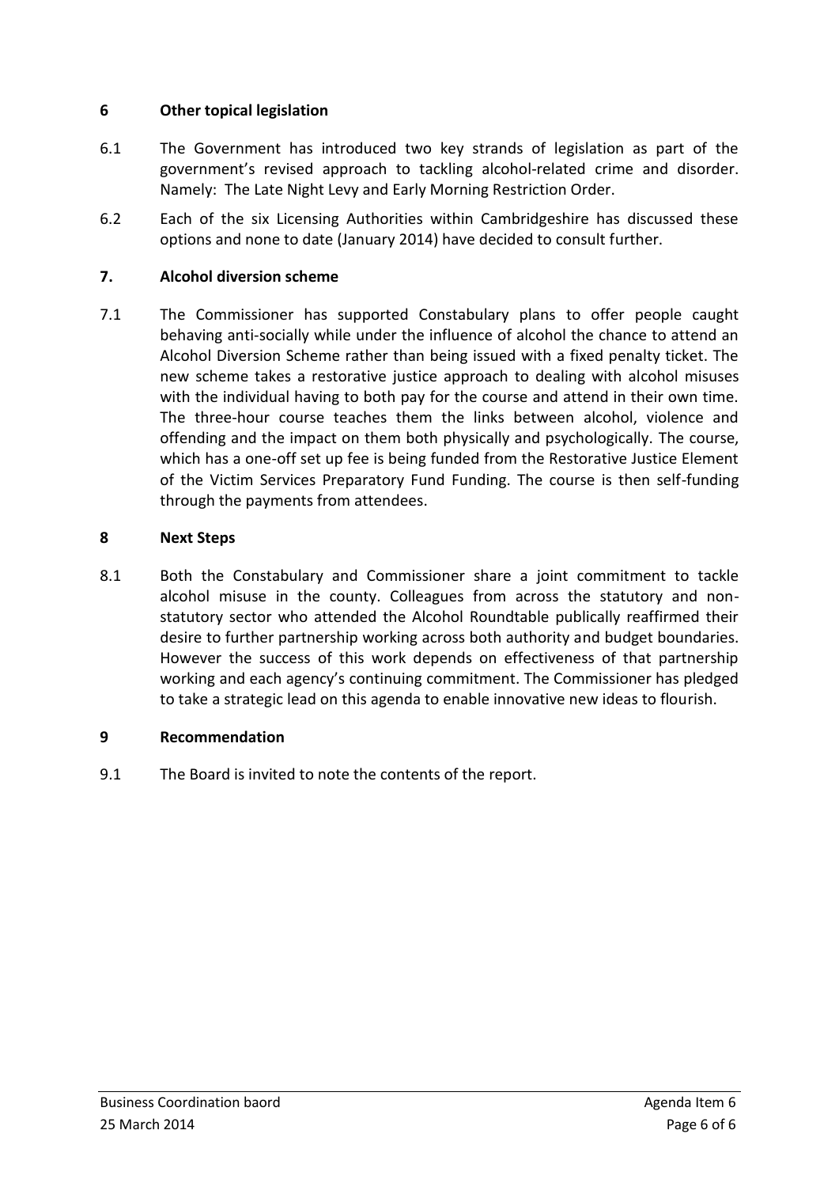## 6 Other topical legislation

6.1 The Government has introduced two key strands of legislation as part of the government's revised approach to tackling alcohol-related crime and disorder. Namely: The Late Night Levy and Early Morning Restriction Order.

6.2 Each of the six Licensing Authorities within Cambridgeshire has discussed these options and none to date (January 2014) have decided to consult further.

## 7. Alcohol diversion scheme

7.1 The Commissioner has supported Constabulary plans to offer people caught behaving anti-socially while under the influence of alcohol the chance to attend an Alcohol Diversion Scheme rather than being issued with a fixed penalty ticket. The new scheme takes a restorative justice approach to dealing with alcohol misuses with the individual having to both pay for the course and attend in their own time. The three-hour course teaches them the links between alcohol, violence and offending and the impact on them both physically and psychologically. The course, which has a one-off set up fee is being funded from the Restorative Justice Element of the Victim Services Preparatory Fund Funding. The course is then self-funding through the payments from attendees.

## 8 Next Steps

8.1 Both the Constabulary and Commissioner share a joint commitment to tackle alcohol misuse in the county. Colleagues from across the statutory and non-statutory sector who attended the Alcohol Roundtable publically reaffirmed their desire to further partnership working across both authority and budget boundaries. However the success of this work depends on effectiveness of that partnership working and each agency's continuing commitment. The Commissioner has pledged to take a strategic lead on this agenda to enable innovative new ideas to flourish.

## 9 Recommendation

9.1 The Board is invited to note the contents of the report.